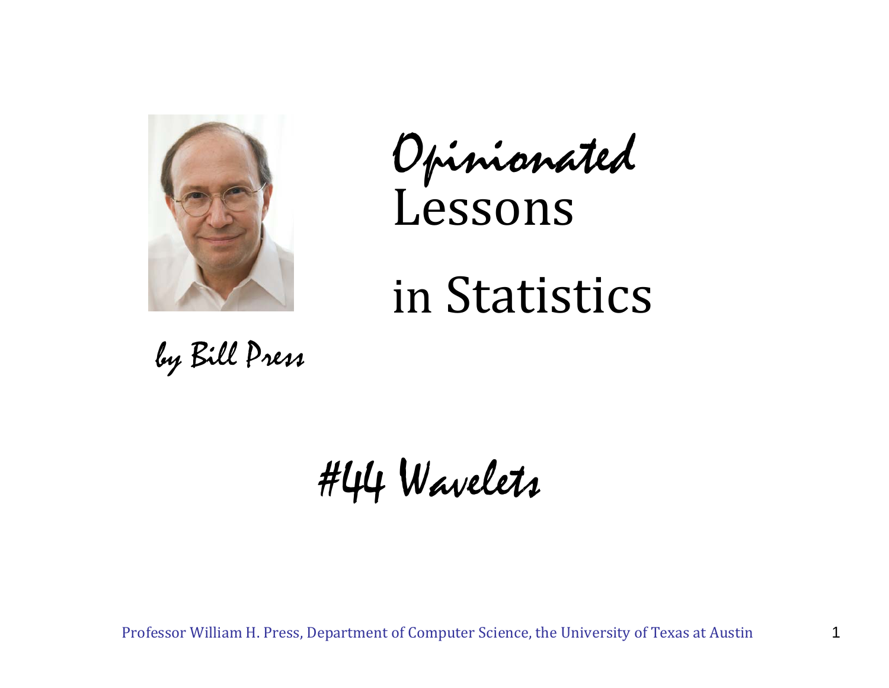# *Opinionated* Lessons in Statistics

*by Bill Press*

## *#44 Wavelets*

Professor William H. Press, Department of Computer Science, the University of Texas at Austin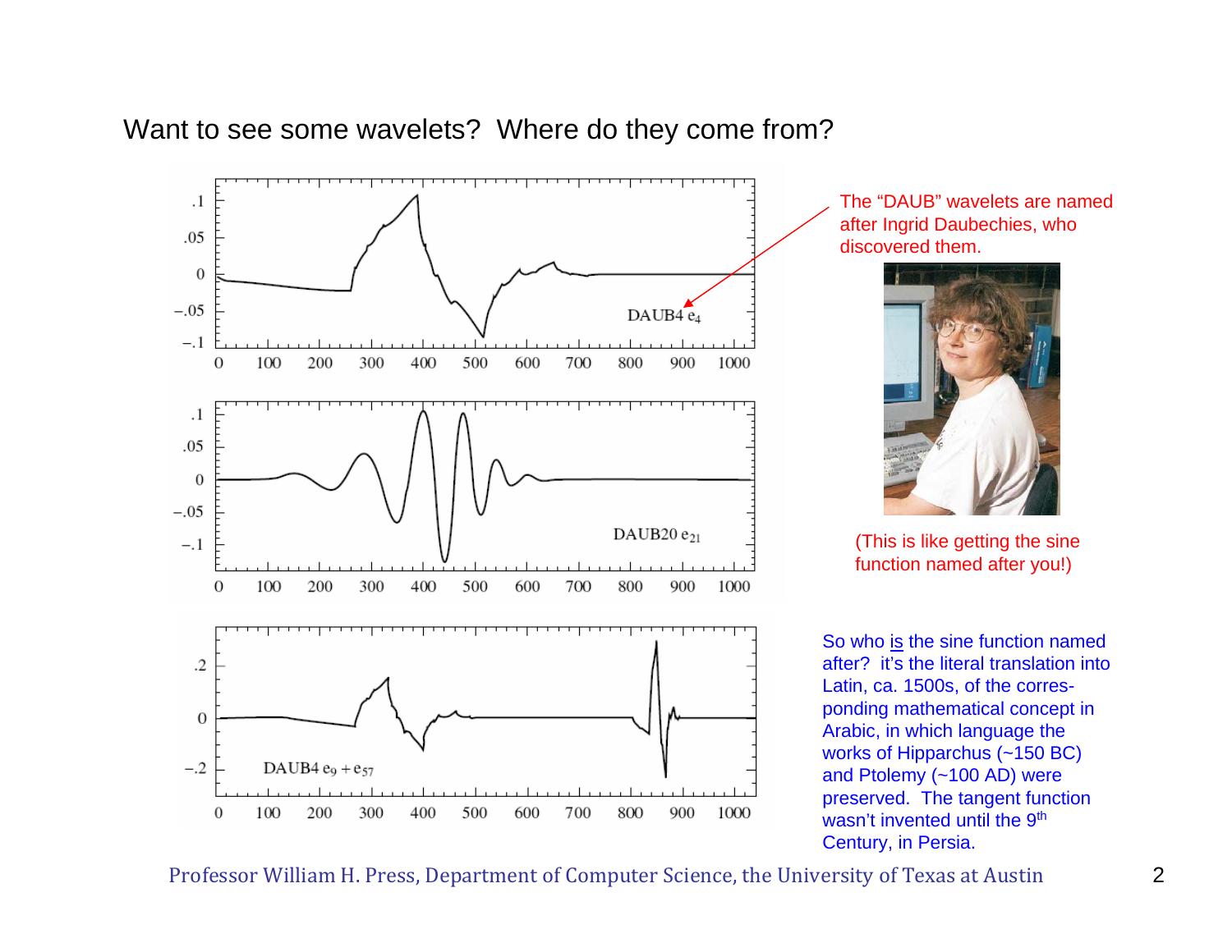# Want to see some wavelets? Where do they come from?

The "DAUB" wavelets are named after Ingrid Daubechies, who discovered them.

(This is like getting the sine function named after you!)

So who is the sine function named after? it's the literal translation into Latin, ca. 1500s, of the corresponding mathematical concept in Arabic, in which language the works of Hipparchus (~150 BC) and Ptolemy (~100 AD) were preserved. The tangent function wasn't invented until the 9th Century, in Persia.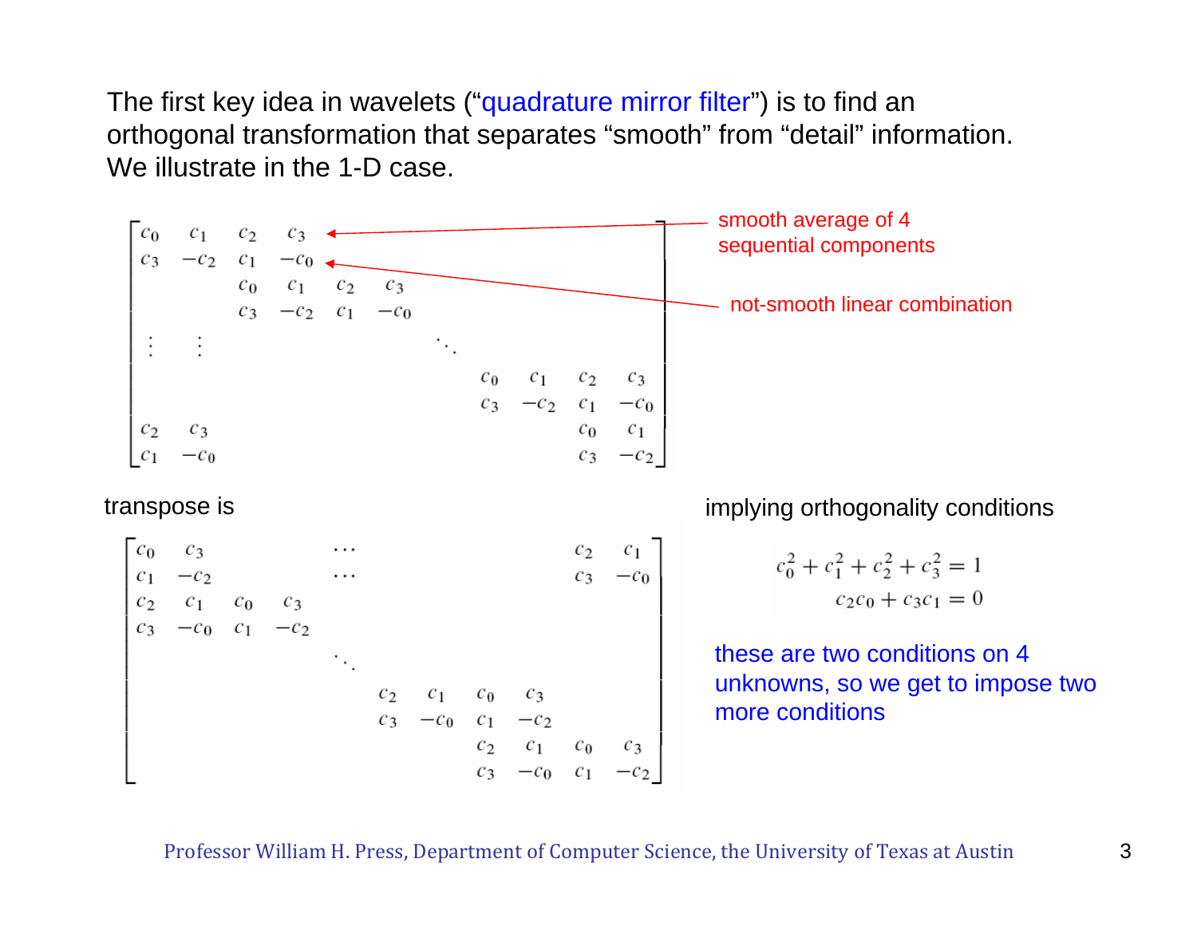The first key idea in wavelets ("quadrature mirror filter") is to find an orthogonal transformation that separates "smooth" from "detail" information. We illustrate in the 1-D case.

$$
\begin{bmatrix}
c_0 & c_1 & c_2 & c_3 & & & & & & & \\
c_3 & -c_2 & c_1 & -c_0 & & & & & & & \\
 & & c_0 & c_1 & c_2 & c_3 & & & & & \\
 & & c_3 & -c_2 & c_1 & -c_0 & & & & & \\
\vdots & \vdots & & & & & \ddots & & & & \\
 & & & & & & & c_0 & c_1 & c_2 & c_3 \\
 & & & & & & & c_3 & -c_2 & c_1 & -c_0 \\
c_2 & c_3 & & & & & & & & c_0 & c_1 \\
c_1 & -c_0 & & & & & & & & c_3 & -c_2
\end{bmatrix}
$$

- First row: smooth average of 4 sequential components
- Second row: not-smooth linear combination

transpose is

$$
\begin{bmatrix}
c_0 & c_3 & & & \cdots & & & & & c_2 & c_1 \\
c_1 & -c_2 & & & \cdots & & & & & c_3 & -c_0 \\
c_2 & c_1 & c_0 & c_3 & & & & & & & \\
c_3 & -c_0 & c_1 & -c_2 & & & & & & & \\
 & & & & \ddots & & & & & & \\
 & & & & & c_2 & c_1 & c_0 & c_3 & & \\
 & & & & & c_3 & -c_0 & c_1 & -c_2 & & \\
 & & & & & & & c_2 & c_1 & c_0 & c_3 \\
 & & & & & & & c_3 & -c_0 & c_1 & -c_2
\end{bmatrix}
$$

implying orthogonality conditions

$$
\begin{aligned}
c_0^2 + c_1^2 + c_2^2 + c_3^2 &= 1 \\
c_2 c_0 + c_3 c_1 &= 0
\end{aligned}
$$

these are two conditions on 4 unknowns, so we get to impose two more conditions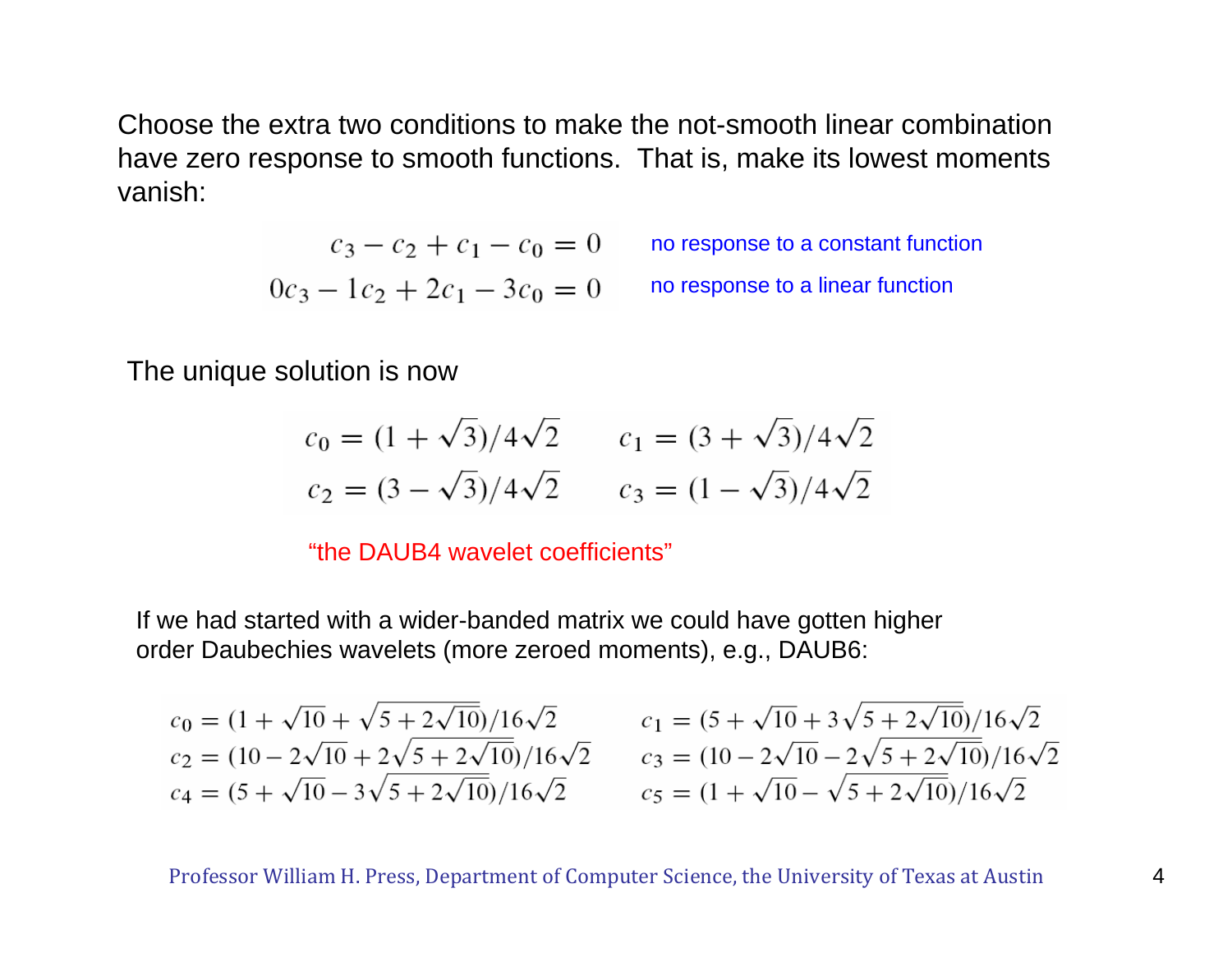Choose the extra two conditions to make the not-smooth linear combination have zero response to smooth functions. That is, make its lowest moments vanish:

$$c_3 - c_2 + c_1 - c_0 = 0 \qquad \text{no response to a constant function}$$

$$0c_3 - 1c_2 + 2c_1 - 3c_0 = 0 \qquad \text{no response to a linear function}$$

The unique solution is now

$$c_0 = (1 + \sqrt{3})/4\sqrt{2} \qquad c_1 = (3 + \sqrt{3})/4\sqrt{2}$$

$$c_2 = (3 - \sqrt{3})/4\sqrt{2} \qquad c_3 = (1 - \sqrt{3})/4\sqrt{2}$$

"the DAUB4 wavelet coefficients"

If we had started with a wider-banded matrix we could have gotten higher order Daubechies wavelets (more zeroed moments), e.g., DAUB6:

$$c_0 = (1 + \sqrt{10} + \sqrt{5 + 2\sqrt{10}})/16\sqrt{2} \qquad c_1 = (5 + \sqrt{10} + 3\sqrt{5 + 2\sqrt{10}})/16\sqrt{2}$$

$$c_2 = (10 - 2\sqrt{10} + 2\sqrt{5 + 2\sqrt{10}})/16\sqrt{2} \qquad c_3 = (10 - 2\sqrt{10} - 2\sqrt{5 + 2\sqrt{10}})/16\sqrt{2}$$

$$c_4 = (5 + \sqrt{10} - 3\sqrt{5 + 2\sqrt{10}})/16\sqrt{2} \qquad c_5 = (1 + \sqrt{10} - \sqrt{5 + 2\sqrt{10}})/16\sqrt{2}$$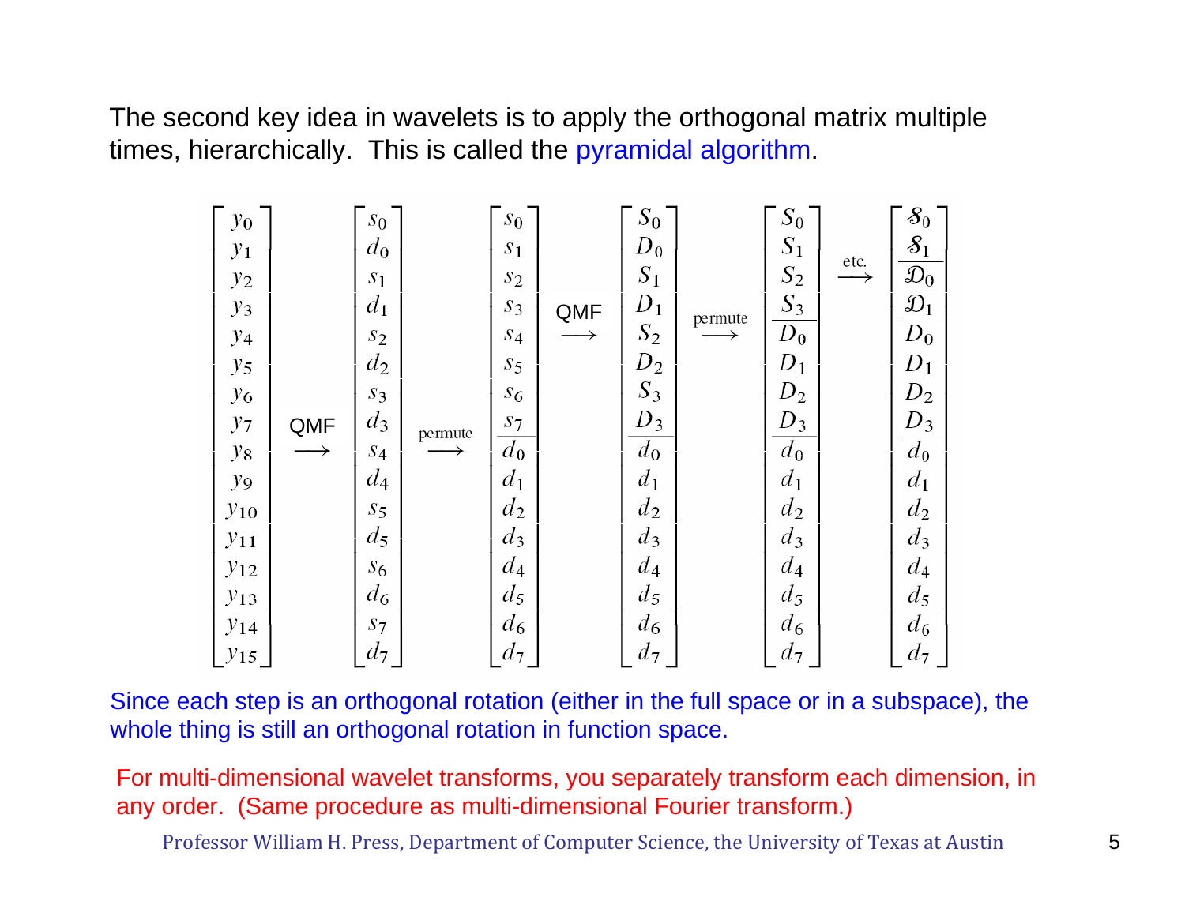The second key idea in wavelets is to apply the orthogonal matrix multiple times, hierarchically. This is called the pyramidal algorithm.

$$
\begin{bmatrix} y_0 \\ y_1 \\ y_2 \\ y_3 \\ y_4 \\ y_5 \\ y_6 \\ y_7 \\ y_8 \\ y_9 \\ y_{10} \\ y_{11} \\ y_{12} \\ y_{13} \\ y_{14} \\ y_{15} \end{bmatrix}
\xrightarrow{\text{QMF}}
\begin{bmatrix} s_0 \\ d_0 \\ s_1 \\ d_1 \\ s_2 \\ d_2 \\ s_3 \\ d_3 \\ s_4 \\ d_4 \\ s_5 \\ d_5 \\ s_6 \\ d_6 \\ s_7 \\ d_7 \end{bmatrix}
\xrightarrow{\text{permute}}
\begin{bmatrix} s_0 \\ s_1 \\ s_2 \\ s_3 \\ s_4 \\ s_5 \\ s_6 \\ s_7 \\ \hline d_0 \\ d_1 \\ d_2 \\ d_3 \\ d_4 \\ d_5 \\ d_6 \\ d_7 \end{bmatrix}
\xrightarrow{\text{QMF}}
\begin{bmatrix} S_0 \\ D_0 \\ S_1 \\ D_1 \\ S_2 \\ D_2 \\ S_3 \\ D_3 \\ \hline d_0 \\ d_1 \\ d_2 \\ d_3 \\ d_4 \\ d_5 \\ d_6 \\ d_7 \end{bmatrix}
\xrightarrow{\text{permute}}
\begin{bmatrix} S_0 \\ S_1 \\ S_2 \\ S_3 \\ \hline D_0 \\ D_1 \\ D_2 \\ D_3 \\ \hline d_0 \\ d_1 \\ d_2 \\ d_3 \\ d_4 \\ d_5 \\ d_6 \\ d_7 \end{bmatrix}
\xrightarrow{\text{etc.}}
\begin{bmatrix} \mathcal{S}_0 \\ \mathcal{S}_1 \\ \hline \mathcal{D}_0 \\ \mathcal{D}_1 \\ \hline D_0 \\ D_1 \\ D_2 \\ D_3 \\ \hline d_0 \\ d_1 \\ d_2 \\ d_3 \\ d_4 \\ d_5 \\ d_6 \\ d_7 \end{bmatrix}
$$

Since each step is an orthogonal rotation (either in the full space or in a subspace), the whole thing is still an orthogonal rotation in function space.

For multi-dimensional wavelet transforms, you separately transform each dimension, in any order. (Same procedure as multi-dimensional Fourier transform.)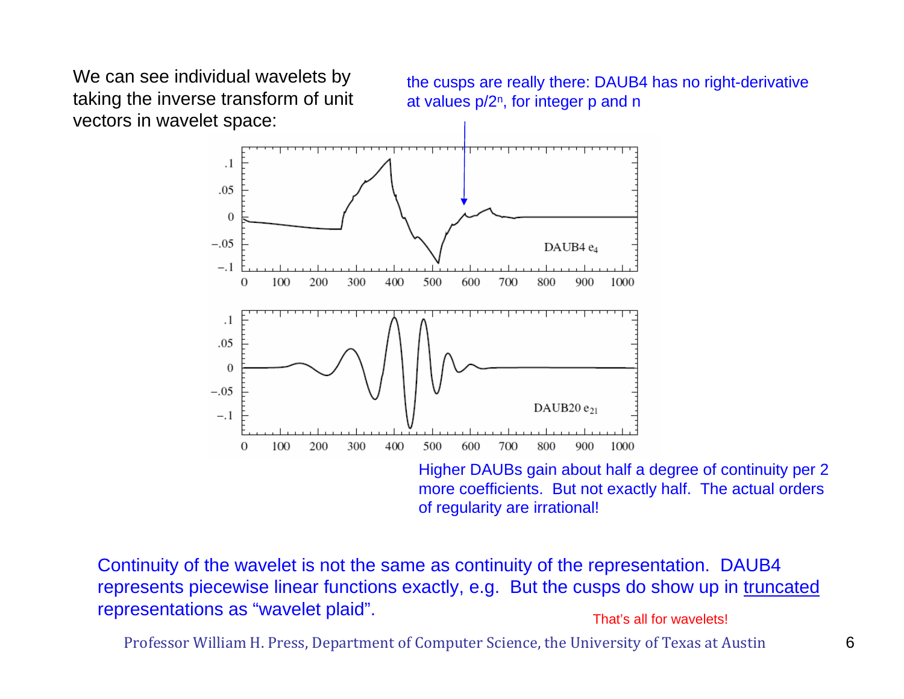We can see individual wavelets by taking the inverse transform of unit vectors in wavelet space:

the cusps are really there: DAUB4 has no right-derivative at values $p/2^n$, for integer p and n

.1
.05
0
−.05
−.1
0 100 200 300 400 500 600 700 800 900 1000
DAUB4 $e_4$

.1
.05
0
−.05
−.1
0 100 200 300 400 500 600 700 800 900 1000
DAUB20 $e_{21}$

Higher DAUBs gain about half a degree of continuity per 2 more coefficients. But not exactly half. The actual orders of regularity are irrational!

Continuity of the wavelet is not the same as continuity of the representation. DAUB4 represents piecewise linear functions exactly, e.g. But the cusps do show up in truncated representations as "wavelet plaid".

That's all for wavelets!